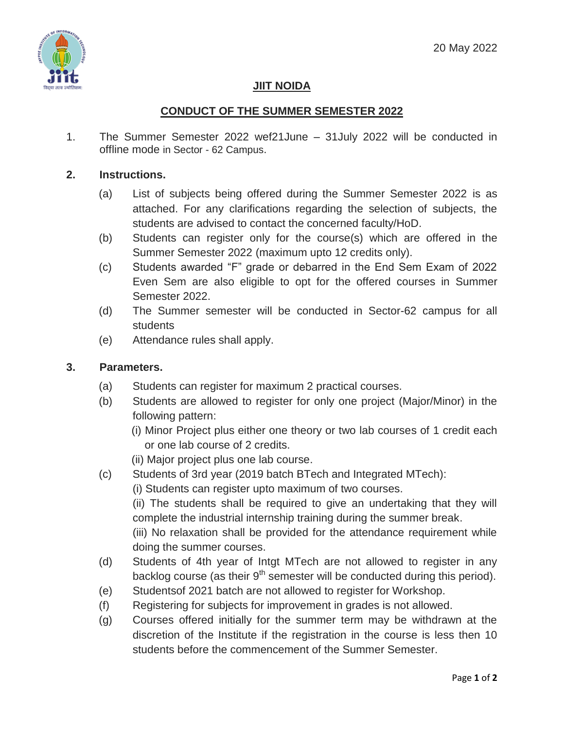20 May 2022

## JIIT NOIDA

## CONDUCT OF THE SUMMER SEMESTER 2022

1. The Summer Semester 2022 wef21June – 31July 2022 will be conducted in offline mode in Sector - 62 Campus.

2. **Instructions.**

   (a) List of subjects being offered during the Summer Semester 2022 is as attached. For any clarifications regarding the selection of subjects, the students are advised to contact the concerned faculty/HoD.

   (b) Students can register only for the course(s) which are offered in the Summer Semester 2022 (maximum upto 12 credits only).

   (c) Students awarded "F" grade or debarred in the End Sem Exam of 2022 Even Sem are also eligible to opt for the offered courses in Summer Semester 2022.

   (d) The Summer semester will be conducted in Sector-62 campus for all students

   (e) Attendance rules shall apply.

3. **Parameters.**

   (a) Students can register for maximum 2 practical courses.

   (b) Students are allowed to register for only one project (Major/Minor) in the following pattern:

      (i) Minor Project plus either one theory or two lab courses of 1 credit each or one lab course of 2 credits.

      (ii) Major project plus one lab course.

   (c) Students of 3rd year (2019 batch BTech and Integrated MTech):

      (i) Students can register upto maximum of two courses.

      (ii) The students shall be required to give an undertaking that they will complete the industrial internship training during the summer break.

      (iii) No relaxation shall be provided for the attendance requirement while doing the summer courses.

   (d) Students of 4th year of Intgt MTech are not allowed to register in any backlog course (as their 9th semester will be conducted during this period).

   (e) Studentsof 2021 batch are not allowed to register for Workshop.

   (f) Registering for subjects for improvement in grades is not allowed.

   (g) Courses offered initially for the summer term may be withdrawn at the discretion of the Institute if the registration in the course is less then 10 students before the commencement of the Summer Semester.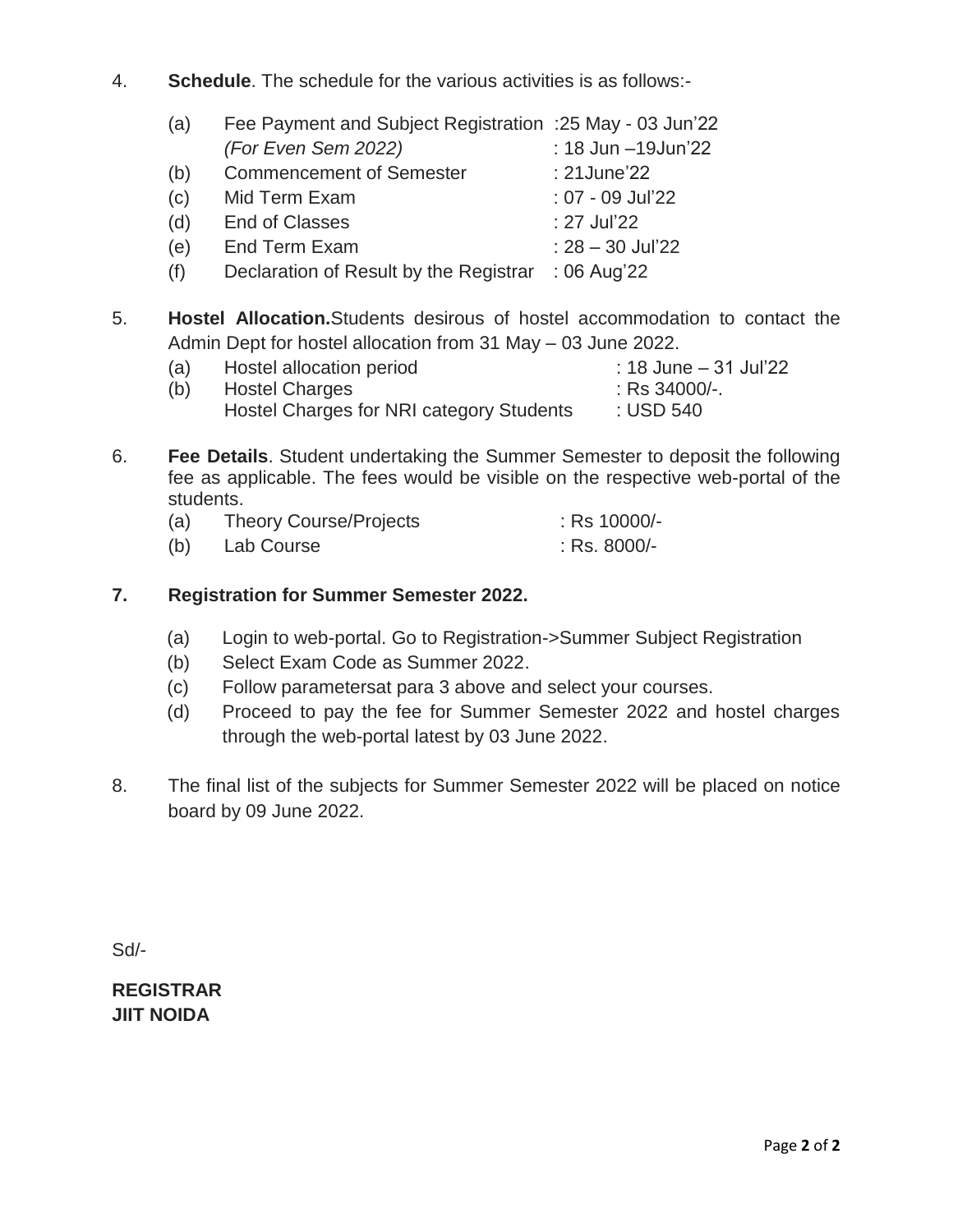4. **Schedule**. The schedule for the various activities is as follows:-

   (a) Fee Payment and Subject Registration :25 May - 03 Jun'22
   *(For Even Sem 2022)* : 18 Jun –19Jun'22

   (b) Commencement of Semester : 21June'22

   (c) Mid Term Exam : 07 - 09 Jul'22

   (d) End of Classes : 27 Jul'22

   (e) End Term Exam : 28 – 30 Jul'22

   (f) Declaration of Result by the Registrar : 06 Aug'22

5. **Hostel Allocation.**Students desirous of hostel accommodation to contact the Admin Dept for hostel allocation from 31 May – 03 June 2022.

   (a) Hostel allocation period : 18 June – 31 Jul'22

   (b) Hostel Charges : Rs 34000/-.
   Hostel Charges for NRI category Students : USD 540

6. **Fee Details**. Student undertaking the Summer Semester to deposit the following fee as applicable. The fees would be visible on the respective web-portal of the students.

   (a) Theory Course/Projects : Rs 10000/-

   (b) Lab Course : Rs. 8000/-

**7. Registration for Summer Semester 2022.**

   (a) Login to web-portal. Go to Registration->Summer Subject Registration

   (b) Select Exam Code as Summer 2022.

   (c) Follow parametersat para 3 above and select your courses.

   (d) Proceed to pay the fee for Summer Semester 2022 and hostel charges through the web-portal latest by 03 June 2022.

8. The final list of the subjects for Summer Semester 2022 will be placed on notice board by 09 June 2022.

Sd/-

**REGISTRAR**
**JIIT NOIDA**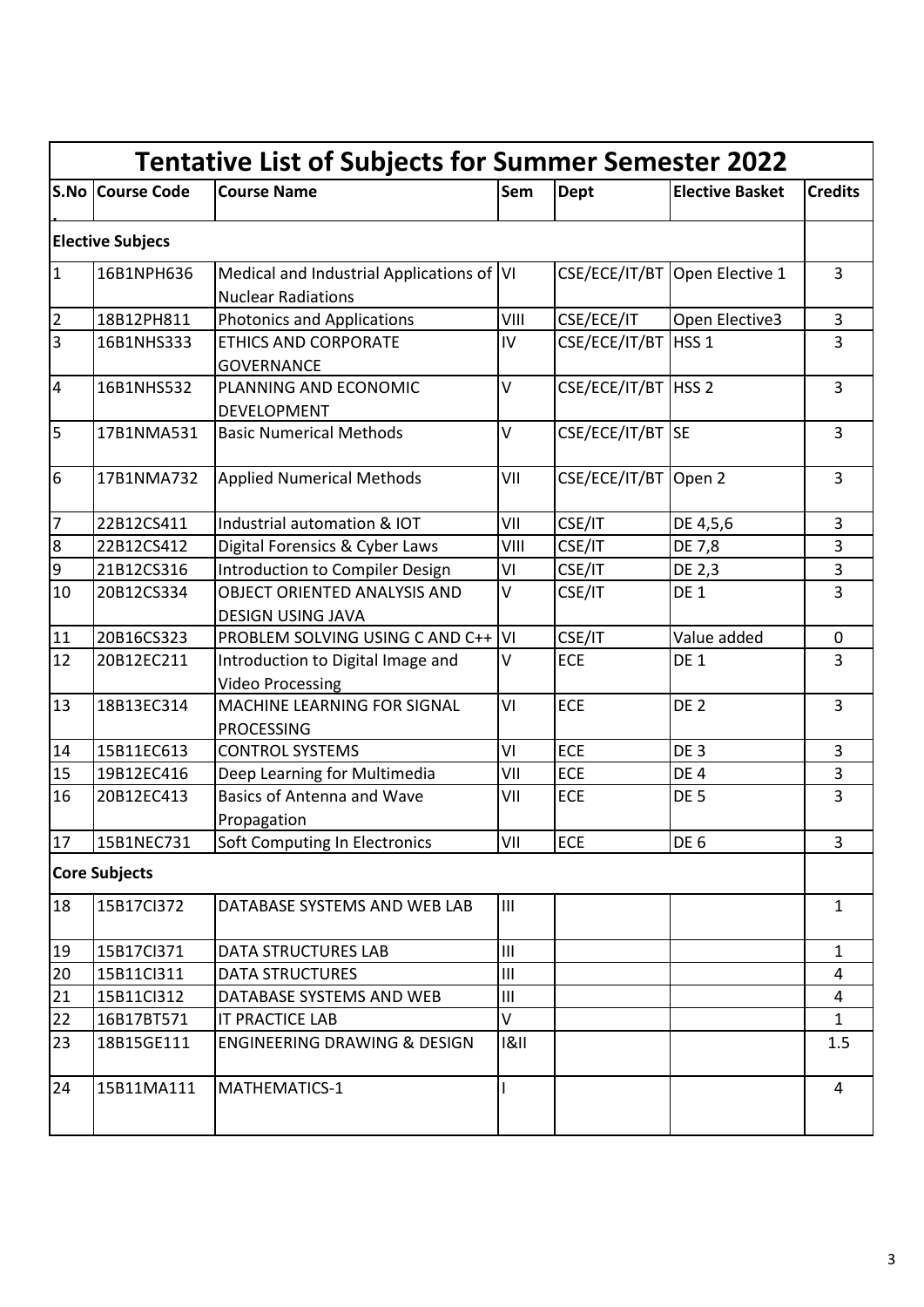| Tentative List of Subjects for Summer Semester 2022 | | | | | | |
|---|---|---|---|---|---|---|
| **S.No.** | **Course Code** | **Course Name** | **Sem** | **Dept** | **Elective Basket** | **Credits** |
| **Elective Subjecs** | | | | | | |
| 1 | 16B1NPH636 | Medical and Industrial Applications of Nuclear Radiations | VI | CSE/ECE/IT/BT | Open Elective 1 | 3 |
| 2 | 18B12PH811 | Photonics and Applications | VIII | CSE/ECE/IT | Open Elective3 | 3 |
| 3 | 16B1NHS333 | ETHICS AND CORPORATE GOVERNANCE | IV | CSE/ECE/IT/BT | HSS 1 | 3 |
| 4 | 16B1NHS532 | PLANNING AND ECONOMIC DEVELOPMENT | V | CSE/ECE/IT/BT | HSS 2 | 3 |
| 5 | 17B1NMA531 | Basic Numerical Methods | V | CSE/ECE/IT/BT | SE | 3 |
| 6 | 17B1NMA732 | Applied Numerical Methods | VII | CSE/ECE/IT/BT | Open 2 | 3 |
| 7 | 22B12CS411 | Industrial automation & IOT | VII | CSE/IT | DE 4,5,6 | 3 |
| 8 | 22B12CS412 | Digital Forensics & Cyber Laws | VIII | CSE/IT | DE 7,8 | 3 |
| 9 | 21B12CS316 | Introduction to Compiler Design | VI | CSE/IT | DE 2,3 | 3 |
| 10 | 20B12CS334 | OBJECT ORIENTED ANALYSIS AND DESIGN USING JAVA | V | CSE/IT | DE 1 | 3 |
| 11 | 20B16CS323 | PROBLEM SOLVING USING C AND C++ | VI | CSE/IT | Value added | 0 |
| 12 | 20B12EC211 | Introduction to Digital Image and Video Processing | V | ECE | DE 1 | 3 |
| 13 | 18B13EC314 | MACHINE LEARNING FOR SIGNAL PROCESSING | VI | ECE | DE 2 | 3 |
| 14 | 15B11EC613 | CONTROL SYSTEMS | VI | ECE | DE 3 | 3 |
| 15 | 19B12EC416 | Deep Learning for Multimedia | VII | ECE | DE 4 | 3 |
| 16 | 20B12EC413 | Basics of Antenna and Wave Propagation | VII | ECE | DE 5 | 3 |
| 17 | 15B1NEC731 | Soft Computing In Electronics | VII | ECE | DE 6 | 3 |
| **Core Subjects** | | | | | | |
| 18 | 15B17CI372 | DATABASE SYSTEMS AND WEB LAB | III | | | 1 |
| 19 | 15B17CI371 | DATA STRUCTURES LAB | III | | | 1 |
| 20 | 15B11CI311 | DATA STRUCTURES | III | | | 4 |
| 21 | 15B11CI312 | DATABASE SYSTEMS AND WEB | III | | | 4 |
| 22 | 16B17BT571 | IT PRACTICE LAB | V | | | 1 |
| 23 | 18B15GE111 | ENGINEERING DRAWING & DESIGN | I&II | | | 1.5 |
| 24 | 15B11MA111 | MATHEMATICS-1 | I | | | 4 |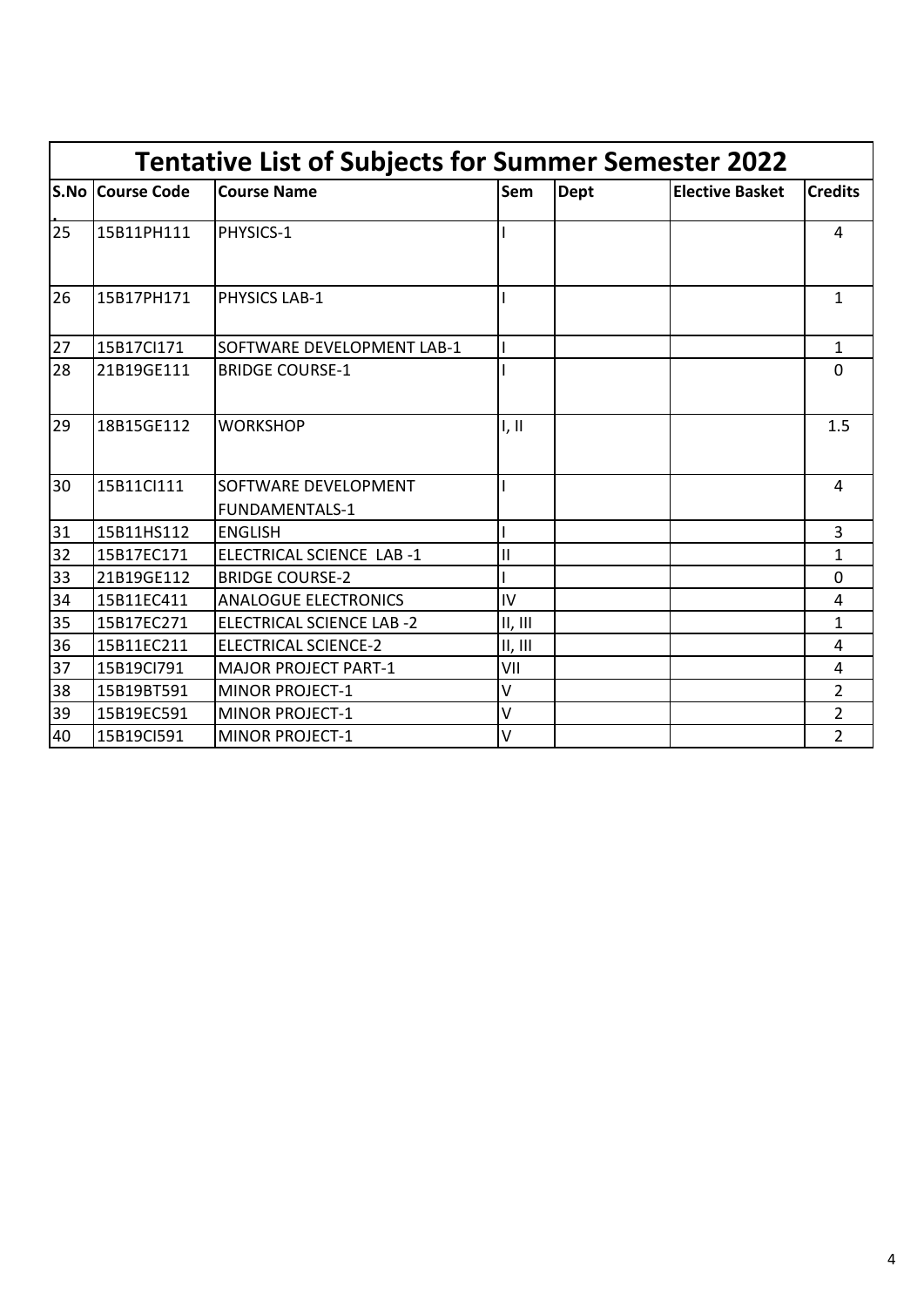# Tentative List of Subjects for Summer Semester 2022

| S.No. | Course Code | Course Name | Sem | Dept | Elective Basket | Credits |
|---|---|---|---|---|---|---|
| 25 | 15B11PH111 | PHYSICS-1 | I | | | 4 |
| 26 | 15B17PH171 | PHYSICS LAB-1 | I | | | 1 |
| 27 | 15B17CI171 | SOFTWARE DEVELOPMENT LAB-1 | I | | | 1 |
| 28 | 21B19GE111 | BRIDGE COURSE-1 | I | | | 0 |
| 29 | 18B15GE112 | WORKSHOP | I, II | | | 1.5 |
| 30 | 15B11CI111 | SOFTWARE DEVELOPMENT FUNDAMENTALS-1 | I | | | 4 |
| 31 | 15B11HS112 | ENGLISH | I | | | 3 |
| 32 | 15B17EC171 | ELECTRICAL SCIENCE LAB -1 | II | | | 1 |
| 33 | 21B19GE112 | BRIDGE COURSE-2 | I | | | 0 |
| 34 | 15B11EC411 | ANALOGUE ELECTRONICS | IV | | | 4 |
| 35 | 15B17EC271 | ELECTRICAL SCIENCE LAB -2 | II, III | | | 1 |
| 36 | 15B11EC211 | ELECTRICAL SCIENCE-2 | II, III | | | 4 |
| 37 | 15B19CI791 | MAJOR PROJECT PART-1 | VII | | | 4 |
| 38 | 15B19BT591 | MINOR PROJECT-1 | V | | | 2 |
| 39 | 15B19EC591 | MINOR PROJECT-1 | V | | | 2 |
| 40 | 15B19CI591 | MINOR PROJECT-1 | V | | | 2 |